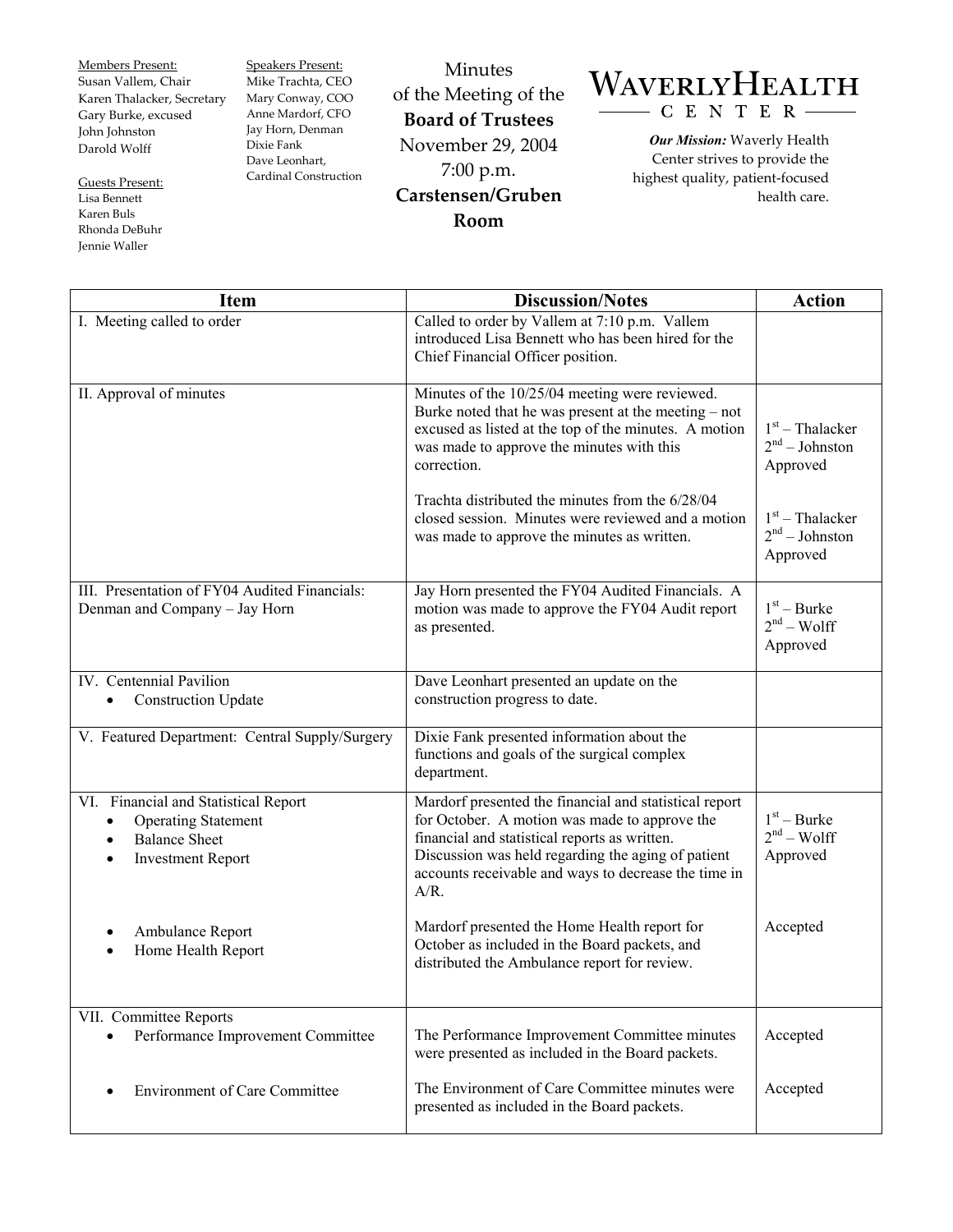Members Present:
Susan Vallem, Chair
Karen Thalacker, Secretary
Gary Burke, excused
John Johnston
Darold Wolff

Guests Present:
Lisa Bennett
Karen Buls
Rhonda DeBuhr
Jennie Waller

Speakers Present:
Mike Trachta, CEO
Mary Conway, COO
Anne Mardorf, CFO
Jay Horn, Denman
Dixie Fank
Dave Leonhart, Cardinal Construction

# Minutes of the Meeting of the **Board of Trustees**

November 29, 2004
7:00 p.m.
**Carstensen/Gruben Room**

# WAVERLY HEALTH CENTER

***Our Mission:*** Waverly Health Center strives to provide the highest quality, patient-focused health care.

| Item | Discussion/Notes | Action |
|---|---|---|
| I. Meeting called to order | Called to order by Vallem at 7:10 p.m. Vallem introduced Lisa Bennett who has been hired for the Chief Financial Officer position. | |
| II. Approval of minutes | Minutes of the 10/25/04 meeting were reviewed. Burke noted that he was present at the meeting – not excused as listed at the top of the minutes. A motion was made to approve the minutes with this correction. | 1st – Thalacker<br>2nd – Johnston<br>Approved |
| | Trachta distributed the minutes from the 6/28/04 closed session. Minutes were reviewed and a motion was made to approve the minutes as written. | 1st – Thalacker<br>2nd – Johnston<br>Approved |
| III. Presentation of FY04 Audited Financials: Denman and Company – Jay Horn | Jay Horn presented the FY04 Audited Financials. A motion was made to approve the FY04 Audit report as presented. | 1st – Burke<br>2nd – Wolff<br>Approved |
| IV. Centennial Pavilion<br>• Construction Update | Dave Leonhart presented an update on the construction progress to date. | |
| V. Featured Department: Central Supply/Surgery | Dixie Fank presented information about the functions and goals of the surgical complex department. | |
| VI. Financial and Statistical Report<br>• Operating Statement<br>• Balance Sheet<br>• Investment Report | Mardorf presented the financial and statistical report for October. A motion was made to approve the financial and statistical reports as written. Discussion was held regarding the aging of patient accounts receivable and ways to decrease the time in A/R. | 1st – Burke<br>2nd – Wolff<br>Approved |
| • Ambulance Report<br>• Home Health Report | Mardorf presented the Home Health report for October as included in the Board packets, and distributed the Ambulance report for review. | Accepted |
| VII. Committee Reports<br>• Performance Improvement Committee | The Performance Improvement Committee minutes were presented as included in the Board packets. | Accepted |
| • Environment of Care Committee | The Environment of Care Committee minutes were presented as included in the Board packets. | Accepted |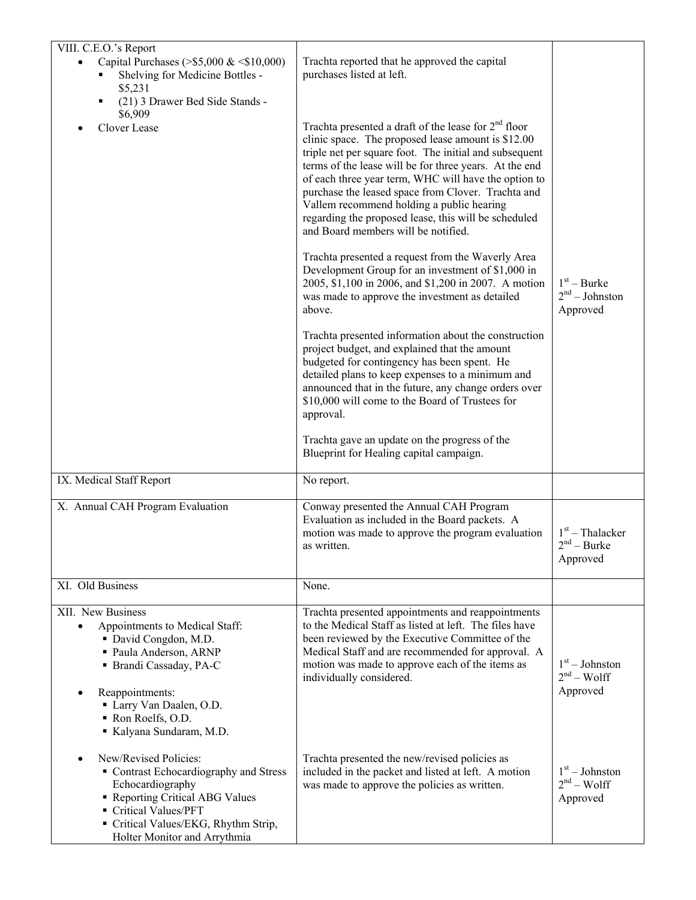| | | |
|---|---|---|
| VIII. C.E.O.'s Report<br>• Capital Purchases (>$5,000 & <$10,000)<br>  ▪ Shelving for Medicine Bottles - $5,231<br>  ▪ (21) 3 Drawer Bed Side Stands - $6,909<br>• Clover Lease | Trachta reported that he approved the capital purchases listed at left.<br><br>Trachta presented a draft of the lease for 2nd floor clinic space. The proposed lease amount is $12.00 triple net per square foot. The initial and subsequent terms of the lease will be for three years. At the end of each three year term, WHC will have the option to purchase the leased space from Clover. Trachta and Vallem recommend holding a public hearing regarding the proposed lease, this will be scheduled and Board members will be notified.<br><br>Trachta presented a request from the Waverly Area Development Group for an investment of $1,000 in 2005, $1,100 in 2006, and $1,200 in 2007. A motion was made to approve the investment as detailed above.<br><br>Trachta presented information about the construction project budget, and explained that the amount budgeted for contingency has been spent. He detailed plans to keep expenses to a minimum and announced that in the future, any change orders over $10,000 will come to the Board of Trustees for approval.<br><br>Trachta gave an update on the progress of the Blueprint for Healing capital campaign. | 1st – Burke<br>2nd – Johnston<br>Approved |
| IX. Medical Staff Report | No report. | |
| X. Annual CAH Program Evaluation | Conway presented the Annual CAH Program Evaluation as included in the Board packets. A motion was made to approve the program evaluation as written. | 1st – Thalacker<br>2nd – Burke<br>Approved |
| XI. Old Business | None. | |
| XII. New Business<br>• Appointments to Medical Staff:<br>  ▪ David Congdon, M.D.<br>  ▪ Paula Anderson, ARNP<br>  ▪ Brandi Cassaday, PA-C<br>• Reappointments:<br>  ▪ Larry Van Daalen, O.D.<br>  ▪ Ron Roelfs, O.D.<br>  ▪ Kalyana Sundaram, M.D. | Trachta presented appointments and reappointments to the Medical Staff as listed at left. The files have been reviewed by the Executive Committee of the Medical Staff and are recommended for approval. A motion was made to approve each of the items as individually considered. | 1st – Johnston<br>2nd – Wolff<br>Approved |
| • New/Revised Policies:<br>  ▪ Contrast Echocardiography and Stress Echocardiography<br>  ▪ Reporting Critical ABG Values<br>  ▪ Critical Values/PFT<br>  ▪ Critical Values/EKG, Rhythm Strip, Holter Monitor and Arrythmia | Trachta presented the new/revised policies as included in the packet and listed at left. A motion was made to approve the policies as written. | 1st – Johnston<br>2nd – Wolff<br>Approved |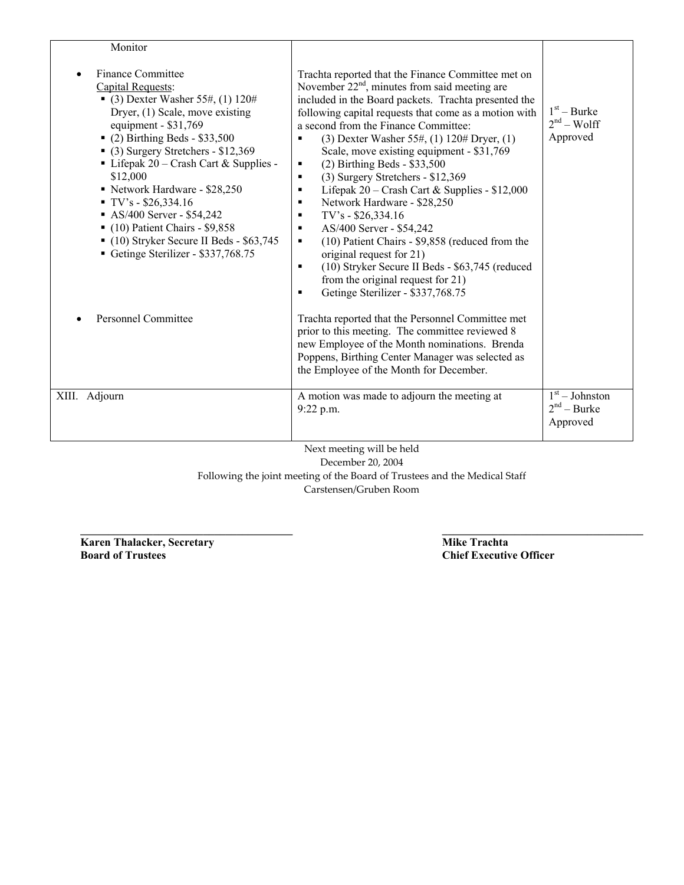| | | |
|---|---|---|
| Monitor<br><br>• Finance Committee<br>Capital Requests:<br>▪ (3) Dexter Washer 55#, (1) 120# Dryer, (1) Scale, move existing equipment - $31,769<br>▪ (2) Birthing Beds - $33,500<br>▪ (3) Surgery Stretchers - $12,369<br>▪ Lifepak 20 – Crash Cart & Supplies - $12,000<br>▪ Network Hardware - $28,250<br>▪ TV's - $26,334.16<br>▪ AS/400 Server - $54,242<br>▪ (10) Patient Chairs - $9,858<br>▪ (10) Stryker Secure II Beds - $63,745<br>▪ Getinge Sterilizer - $337,768.75 | Trachta reported that the Finance Committee met on November 22nd, minutes from said meeting are included in the Board packets. Trachta presented the following capital requests that come as a motion with a second from the Finance Committee:<br>▪ (3) Dexter Washer 55#, (1) 120# Dryer, (1) Scale, move existing equipment - $31,769<br>▪ (2) Birthing Beds - $33,500<br>▪ (3) Surgery Stretchers - $12,369<br>▪ Lifepak 20 – Crash Cart & Supplies - $12,000<br>▪ Network Hardware - $28,250<br>▪ TV's - $26,334.16<br>▪ AS/400 Server - $54,242<br>▪ (10) Patient Chairs - $9,858 (reduced from the original request for 21)<br>▪ (10) Stryker Secure II Beds - $63,745 (reduced from the original request for 21)<br>▪ Getinge Sterilizer - $337,768.75 | 1st – Burke<br>2nd – Wolff<br>Approved |
| • Personnel Committee | Trachta reported that the Personnel Committee met prior to this meeting. The committee reviewed 8 new Employee of the Month nominations. Brenda Poppens, Birthing Center Manager was selected as the Employee of the Month for December. | |
| XIII. Adjourn | A motion was made to adjourn the meeting at 9:22 p.m. | 1st – Johnston<br>2nd – Burke<br>Approved |

Next meeting will be held
December 20, 2004
Following the joint meeting of the Board of Trustees and the Medical Staff
Carstensen/Gruben Room

**Karen Thalacker, Secretary**
**Board of Trustees**

**Mike Trachta**
**Chief Executive Officer**